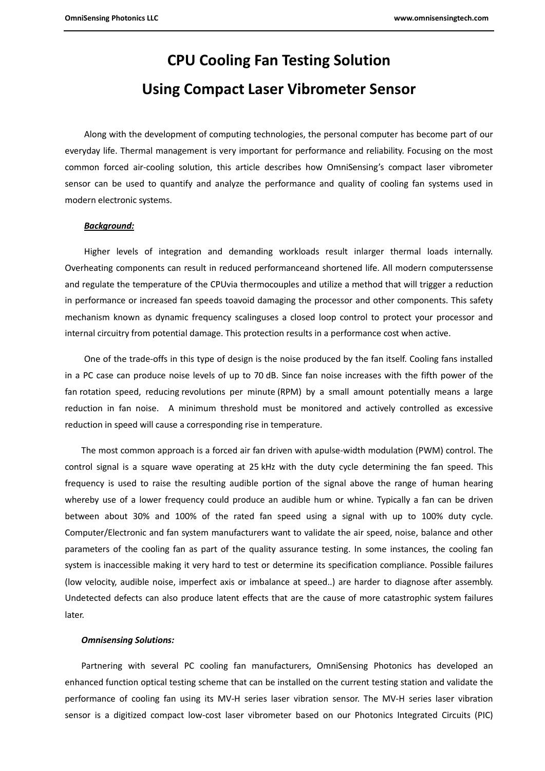# CPU Cooling Fan Testing Solution

# Using Compact Laser Vibrometer Sensor

Along with the development of computing technologies, the personal computer has become part of our everyday life. Thermal management is very important for performance and reliability. Focusing on the most common forced air-cooling solution, this article describes how OmniSensing's compact laser vibrometer sensor can be used to quantify and analyze the performance and quality of cooling fan systems used in modern electronic systems.

***Background:***

Higher levels of integration and demanding workloads result inlarger thermal loads internally. Overheating components can result in reduced performanceand shortened life. All modern computerssense and regulate the temperature of the CPUvia thermocouples and utilize a method that will trigger a reduction in performance or increased fan speeds toavoid damaging the processor and other components. This safety mechanism known as dynamic frequency scalinguses a closed loop control to protect your processor and internal circuitry from potential damage. This protection results in a performance cost when active.

One of the trade-offs in this type of design is the noise produced by the fan itself. Cooling fans installed in a PC case can produce noise levels of up to 70 dB. Since fan noise increases with the fifth power of the fan rotation speed, reducing revolutions per minute (RPM) by a small amount potentially means a large reduction in fan noise. A minimum threshold must be monitored and actively controlled as excessive reduction in speed will cause a corresponding rise in temperature.

The most common approach is a forced air fan driven with apulse-width modulation (PWM) control. The control signal is a square wave operating at 25 kHz with the duty cycle determining the fan speed. This frequency is used to raise the resulting audible portion of the signal above the range of human hearing whereby use of a lower frequency could produce an audible hum or whine. Typically a fan can be driven between about 30% and 100% of the rated fan speed using a signal with up to 100% duty cycle. Computer/Electronic and fan system manufacturers want to validate the air speed, noise, balance and other parameters of the cooling fan as part of the quality assurance testing. In some instances, the cooling fan system is inaccessible making it very hard to test or determine its specification compliance. Possible failures (low velocity, audible noise, imperfect axis or imbalance at speed..) are harder to diagnose after assembly. Undetected defects can also produce latent effects that are the cause of more catastrophic system failures later.

***Omnisensing Solutions:***

Partnering with several PC cooling fan manufacturers, OmniSensing Photonics has developed an enhanced function optical testing scheme that can be installed on the current testing station and validate the performance of cooling fan using its MV-H series laser vibration sensor. The MV-H series laser vibration sensor is a digitized compact low-cost laser vibrometer based on our Photonics Integrated Circuits (PIC)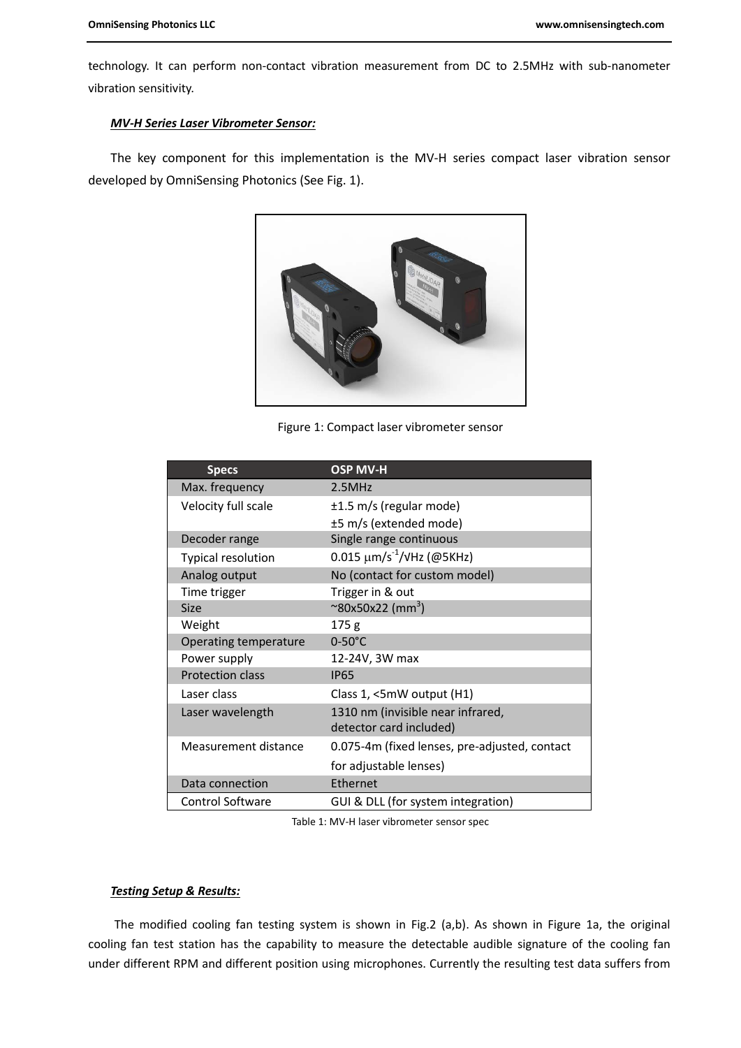technology. It can perform non-contact vibration measurement from DC to 2.5MHz with sub-nanometer vibration sensitivity.

***MV-H Series Laser Vibrometer Sensor:***

The key component for this implementation is the MV-H series compact laser vibration sensor developed by OmniSensing Photonics (See Fig. 1).

Figure 1: Compact laser vibrometer sensor

| Specs | OSP MV-H |
|---|---|
| Max. frequency | 2.5MHz |
| Velocity full scale | ±1.5 m/s (regular mode)<br>±5 m/s (extended mode) |
| Decoder range | Single range continuous |
| Typical resolution | 0.015 $\mu m/s^{-1}/\sqrt{Hz}$ (@5KHz) |
| Analog output | No (contact for custom model) |
| Time trigger | Trigger in & out |
| Size | ~80x50x22 ($mm^3$) |
| Weight | 175 g |
| Operating temperature | 0-50°C |
| Power supply | 12-24V, 3W max |
| Protection class | IP65 |
| Laser class | Class 1, <5mW output (H1) |
| Laser wavelength | 1310 nm (invisible near infrared, detector card included) |
| Measurement distance | 0.075-4m (fixed lenses, pre-adjusted, contact for adjustable lenses) |
| Data connection | Ethernet |
| Control Software | GUI & DLL (for system integration) |

Table 1: MV-H laser vibrometer sensor spec

***Testing Setup & Results:***

The modified cooling fan testing system is shown in Fig.2 (a,b). As shown in Figure 1a, the original cooling fan test station has the capability to measure the detectable audible signature of the cooling fan under different RPM and different position using microphones. Currently the resulting test data suffers from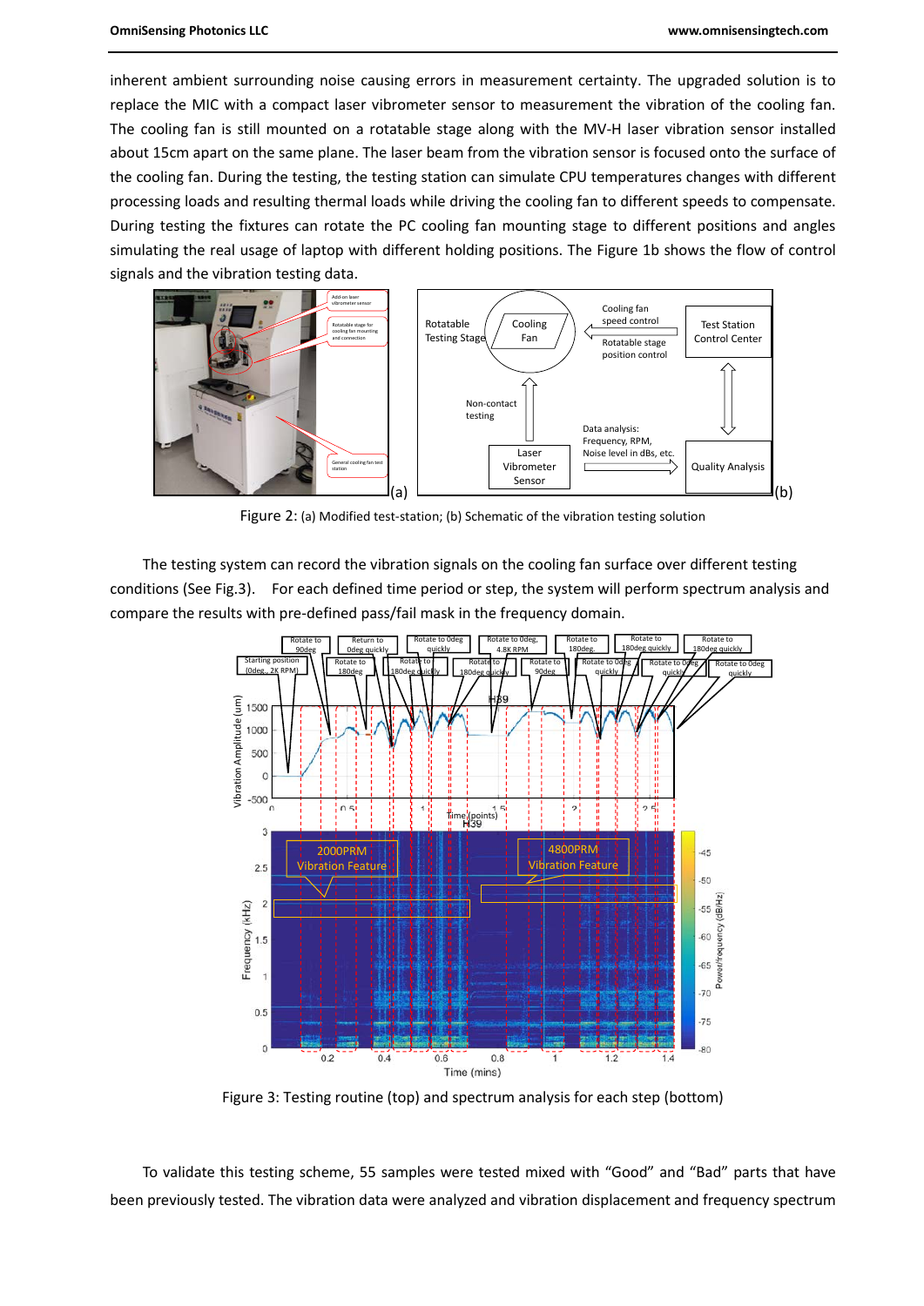inherent ambient surrounding noise causing errors in measurement certainty. The upgraded solution is to replace the MIC with a compact laser vibrometer sensor to measurement the vibration of the cooling fan. The cooling fan is still mounted on a rotatable stage along with the MV-H laser vibration sensor installed about 15cm apart on the same plane. The laser beam from the vibration sensor is focused onto the surface of the cooling fan. During the testing, the testing station can simulate CPU temperatures changes with different processing loads and resulting thermal loads while driving the cooling fan to different speeds to compensate. During testing the fixtures can rotate the PC cooling fan mounting stage to different positions and angles simulating the real usage of laptop with different holding positions. The Figure 1b shows the flow of control signals and the vibration testing data.

Figure 2: (a) Modified test-station; (b) Schematic of the vibration testing solution

The testing system can record the vibration signals on the cooling fan surface over different testing conditions (See Fig.3). For each defined time period or step, the system will perform spectrum analysis and compare the results with pre-defined pass/fail mask in the frequency domain.

Figure 3: Testing routine (top) and spectrum analysis for each step (bottom)

To validate this testing scheme, 55 samples were tested mixed with “Good” and “Bad” parts that have been previously tested. The vibration data were analyzed and vibration displacement and frequency spectrum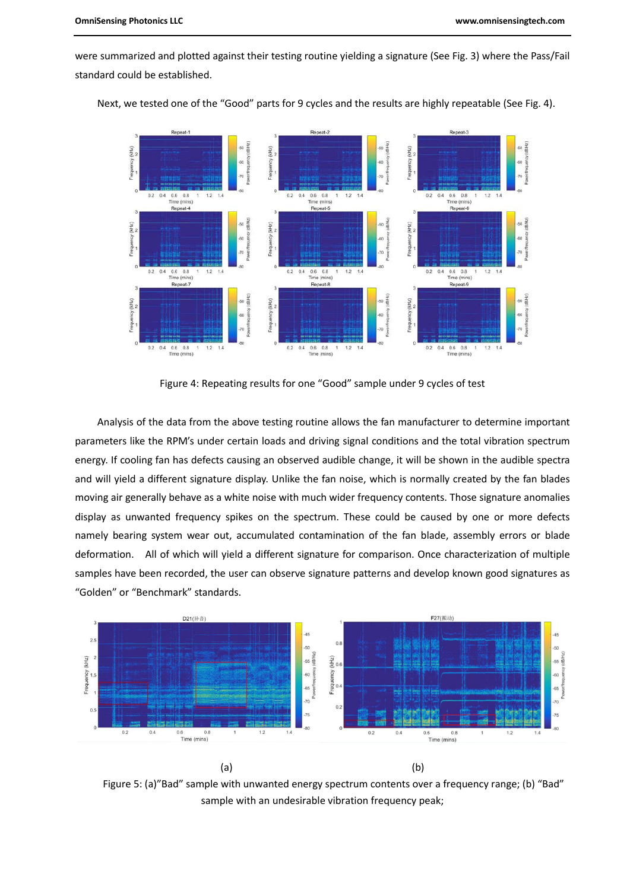were summarized and plotted against their testing routine yielding a signature (See Fig. 3) where the Pass/Fail standard could be established.

Next, we tested one of the "Good" parts for 9 cycles and the results are highly repeatable (See Fig. 4).

Figure 4: Repeating results for one "Good" sample under 9 cycles of test

Analysis of the data from the above testing routine allows the fan manufacturer to determine important parameters like the RPM's under certain loads and driving signal conditions and the total vibration spectrum energy. If cooling fan has defects causing an observed audible change, it will be shown in the audible spectra and will yield a different signature display. Unlike the fan noise, which is normally created by the fan blades moving air generally behave as a white noise with much wider frequency contents. Those signature anomalies display as unwanted frequency spikes on the spectrum. These could be caused by one or more defects namely bearing system wear out, accumulated contamination of the fan blade, assembly errors or blade deformation. All of which will yield a different signature for comparison. Once characterization of multiple samples have been recorded, the user can observe signature patterns and develop known good signatures as "Golden" or "Benchmark" standards.

(a) (b)

Figure 5: (a)"Bad" sample with unwanted energy spectrum contents over a frequency range; (b) "Bad" sample with an undesirable vibration frequency peak;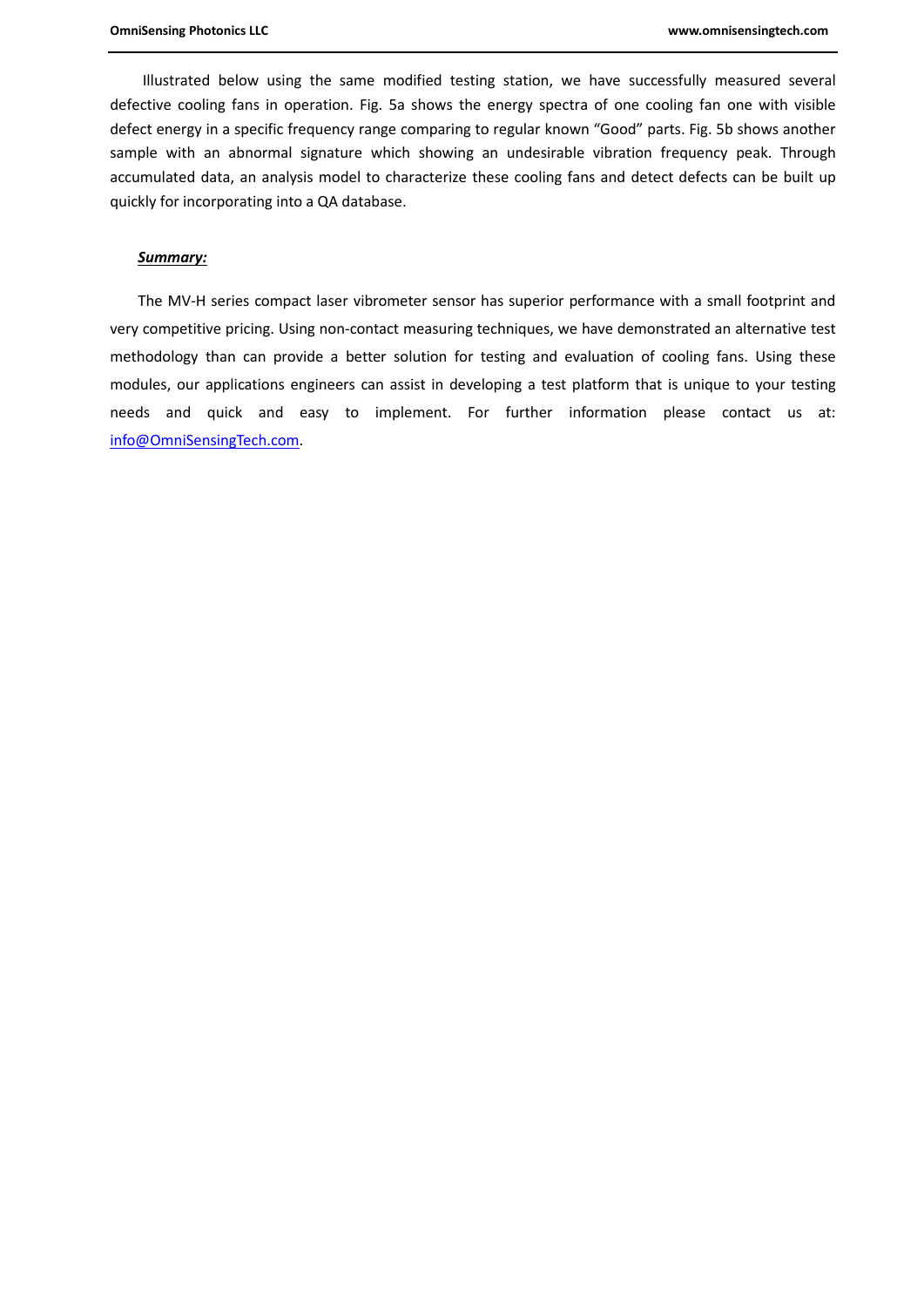Illustrated below using the same modified testing station, we have successfully measured several defective cooling fans in operation. Fig. 5a shows the energy spectra of one cooling fan one with visible defect energy in a specific frequency range comparing to regular known “Good” parts. Fig. 5b shows another sample with an abnormal signature which showing an undesirable vibration frequency peak. Through accumulated data, an analysis model to characterize these cooling fans and detect defects can be built up quickly for incorporating into a QA database.

***Summary:***

The MV-H series compact laser vibrometer sensor has superior performance with a small footprint and very competitive pricing. Using non-contact measuring techniques, we have demonstrated an alternative test methodology than can provide a better solution for testing and evaluation of cooling fans. Using these modules, our applications engineers can assist in developing a test platform that is unique to your testing needs and quick and easy to implement. For further information please contact us at: info@OmniSensingTech.com.